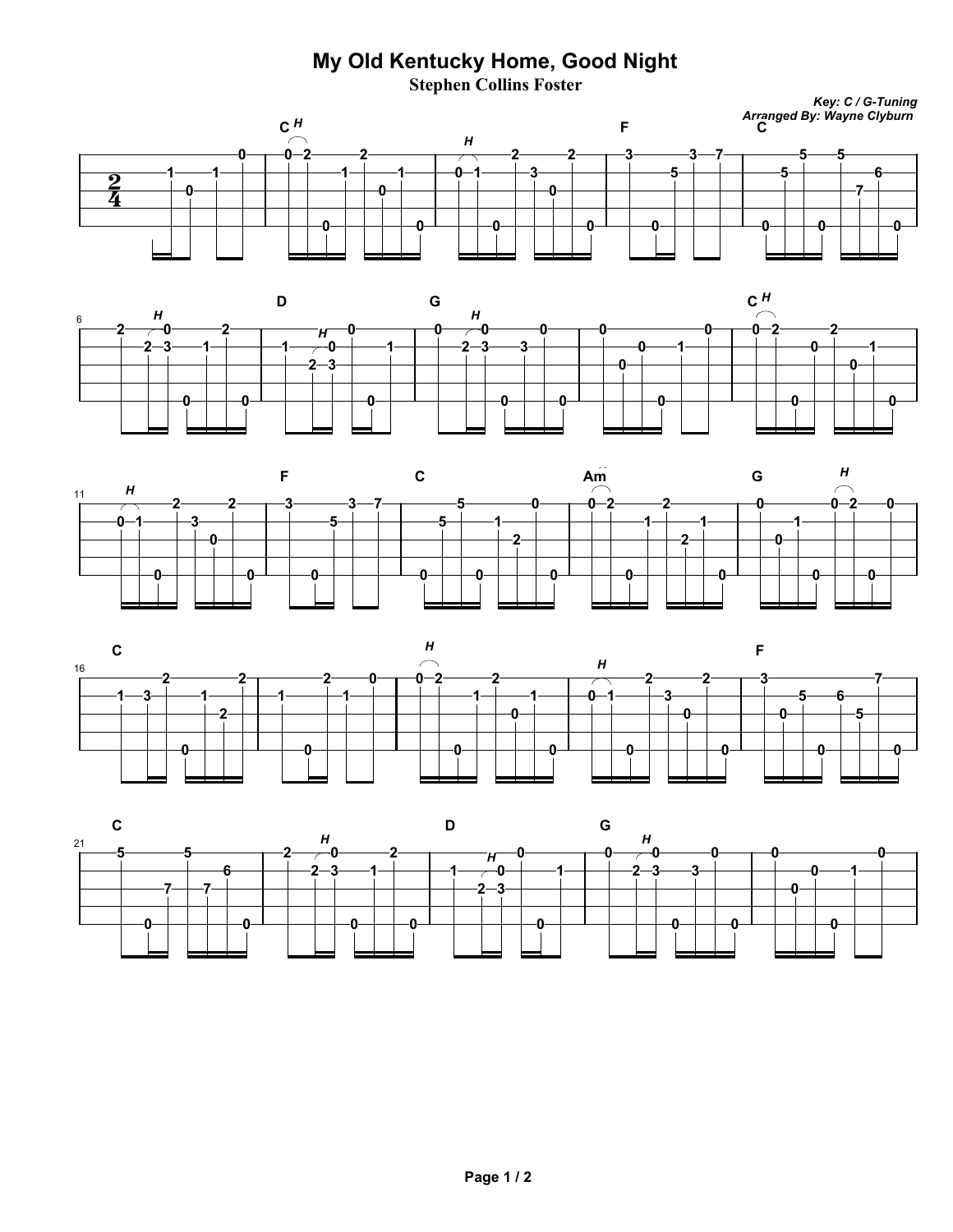# My Old Kentucky Home, Good Night

**Stephen Collins Foster**

***Key: C / G-Tuning***
***Arranged By: Wayne Clyburn***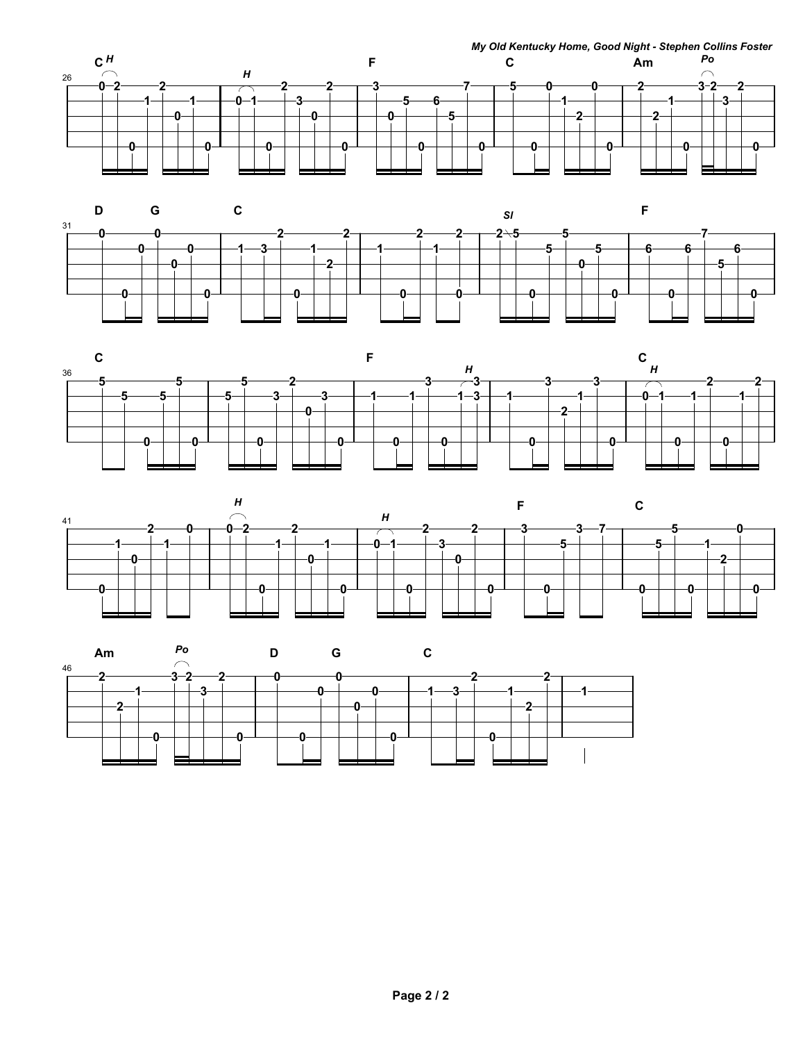*My Old Kentucky Home, Good Night - Stephen Collins Foster*

26

C H H F C Am Po

31

D G C Sl F

36

C F H C H

41

H H F C

46

Am Po D G C